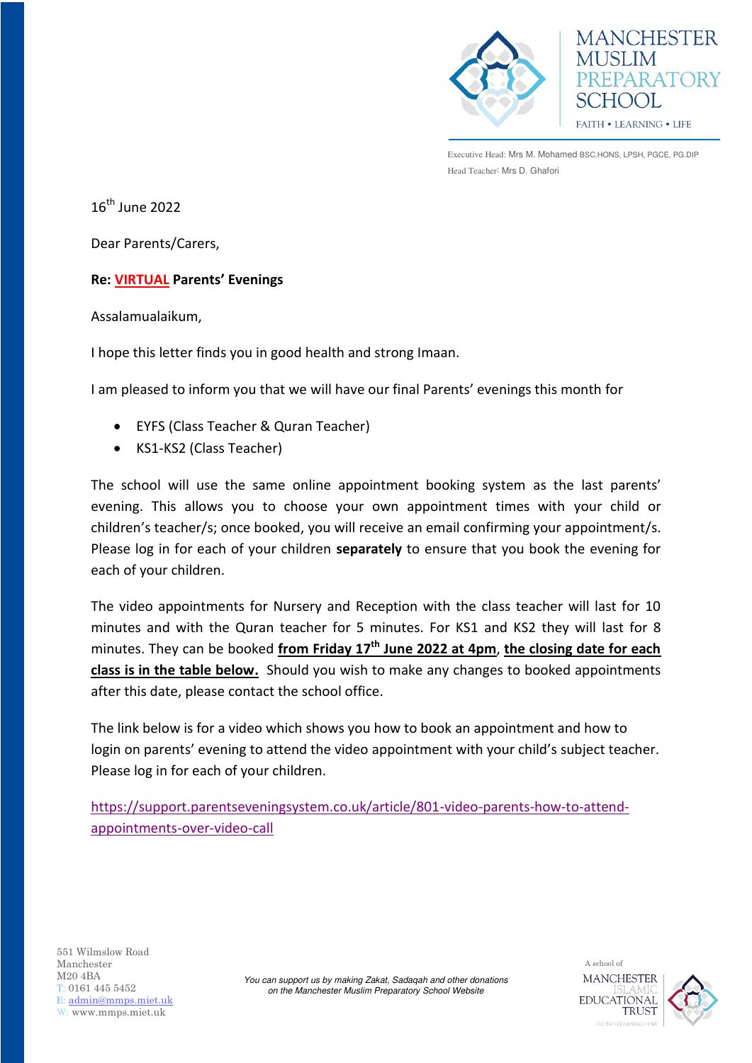MANCHESTER MUSLIM PREPARATORY SCHOOL

FAITH • LEARNING • LIFE

Executive Head: Mrs M. Mohamed BSC.HONS, LPSH, PGCE, PG.DIP
Head Teacher: Mrs D. Ghafori

16th June 2022

Dear Parents/Carers,

**Re: VIRTUAL Parents' Evenings**

Assalamualaikum,

I hope this letter finds you in good health and strong Imaan.

I am pleased to inform you that we will have our final Parents' evenings this month for

- EYFS (Class Teacher & Quran Teacher)
- KS1-KS2 (Class Teacher)

The school will use the same online appointment booking system as the last parents' evening. This allows you to choose your own appointment times with your child or children's teacher/s; once booked, you will receive an email confirming your appointment/s. Please log in for each of your children **separately** to ensure that you book the evening for each of your children.

The video appointments for Nursery and Reception with the class teacher will last for 10 minutes and with the Quran teacher for 5 minutes. For KS1 and KS2 they will last for 8 minutes. They can be booked **from Friday 17th June 2022 at 4pm**, **the closing date for each class is in the table below.** Should you wish to make any changes to booked appointments after this date, please contact the school office.

The link below is for a video which shows you how to book an appointment and how to login on parents' evening to attend the video appointment with your child's subject teacher. Please log in for each of your children.

https://support.parentseveningsystem.co.uk/article/801-video-parents-how-to-attend-appointments-over-video-call

551 Wilmslow Road
Manchester
M20 4BA
T: 0161 445 5452
E: admin@mmps.miet.uk
W: www.mmps.miet.uk

*You can support us by making Zakat, Sadaqah and other donations on the Manchester Muslim Preparatory School Website*

A school of MANCHESTER ISLAMIC EDUCATIONAL TRUST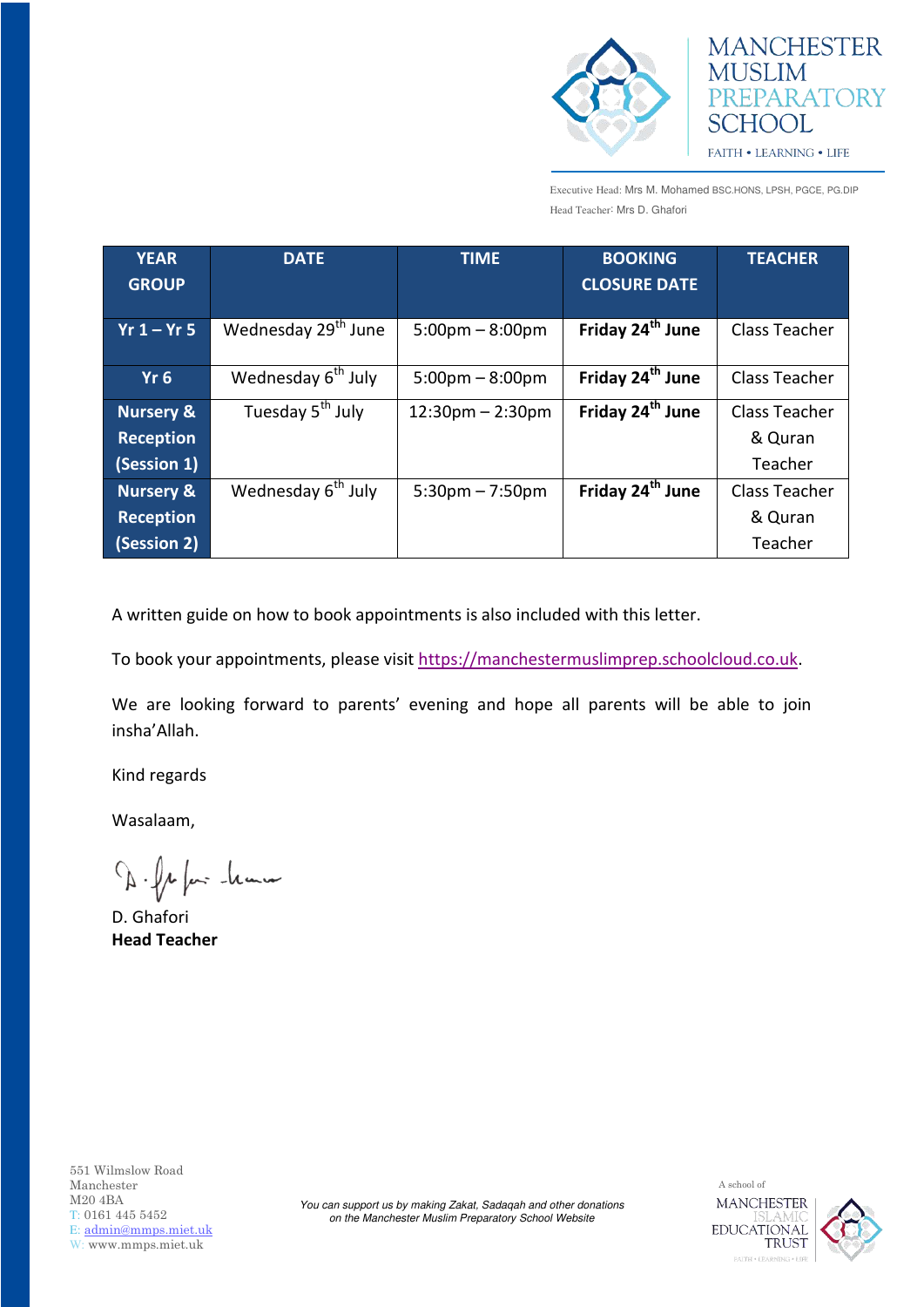MANCHESTER MUSLIM PREPARATORY SCHOOL

FAITH • LEARNING • LIFE

Executive Head: Mrs M. Mohamed BSC.HONS, LPSH, PGCE, PG.DIP

Head Teacher: Mrs D. Ghafori

| YEAR GROUP | DATE | TIME | BOOKING CLOSURE DATE | TEACHER |
|---|---|---|---|---|
| **Yr 1 – Yr 5** | Wednesday 29th June | 5:00pm – 8:00pm | **Friday 24th June** | Class Teacher |
| **Yr 6** | Wednesday 6th July | 5:00pm – 8:00pm | **Friday 24th June** | Class Teacher |
| **Nursery & Reception (Session 1)** | Tuesday 5th July | 12:30pm – 2:30pm | **Friday 24th June** | Class Teacher & Quran Teacher |
| **Nursery & Reception (Session 2)** | Wednesday 6th July | 5:30pm – 7:50pm | **Friday 24th June** | Class Teacher & Quran Teacher |

A written guide on how to book appointments is also included with this letter.

To book your appointments, please visit https://manchestermuslimprep.schoolcloud.co.uk.

We are looking forward to parents' evening and hope all parents will be able to join insha'Allah.

Kind regards

Wasalaam,

D. Ghafori

**Head Teacher**

551 Wilmslow Road
Manchester
M20 4BA
T: 0161 445 5452
E: admin@mmps.miet.uk
W: www.mmps.miet.uk

*You can support us by making Zakat, Sadaqah and other donations on the Manchester Muslim Preparatory School Website*

A school of
MANCHESTER ISLAMIC EDUCATIONAL TRUST